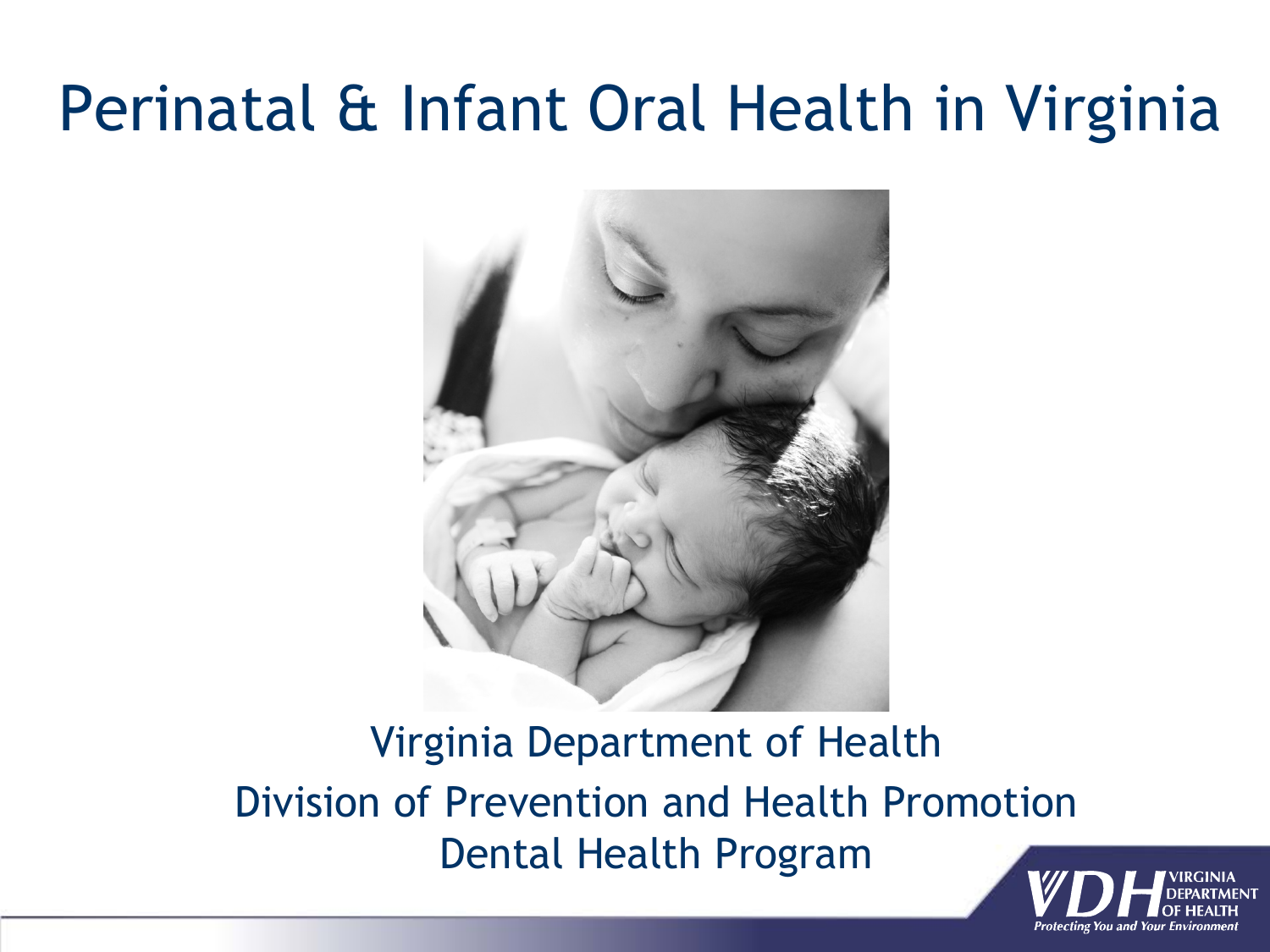# Perinatal & Infant Oral Health in Virginia

Virginia Department of Health

Division of Prevention and Health Promotion

Dental Health Program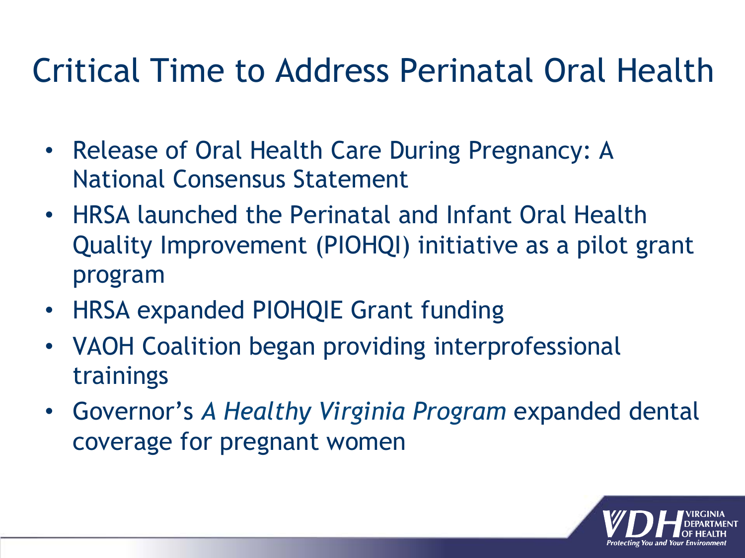# Critical Time to Address Perinatal Oral Health

- Release of Oral Health Care During Pregnancy: A National Consensus Statement
- HRSA launched the Perinatal and Infant Oral Health Quality Improvement (PIOHQI) initiative as a pilot grant program
- HRSA expanded PIOHQIE Grant funding
- VAOH Coalition began providing interprofessional trainings
- Governor's *A Healthy Virginia Program* expanded dental coverage for pregnant women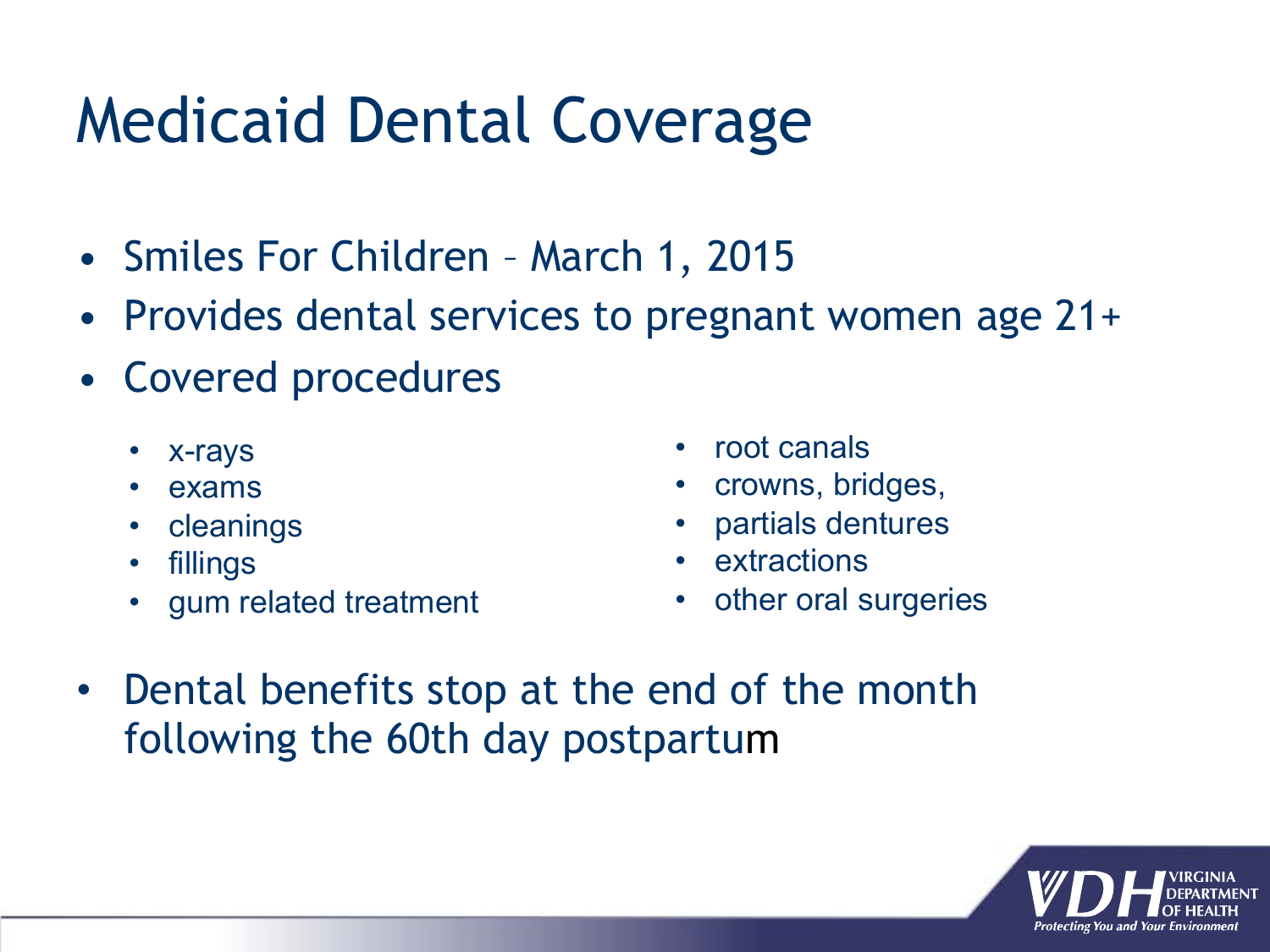# Medicaid Dental Coverage

- Smiles For Children – March 1, 2015
- Provides dental services to pregnant women age 21+
- Covered procedures
  - x-rays
  - exams
  - cleanings
  - fillings
  - gum related treatment
  - root canals
  - crowns, bridges,
  - partials dentures
  - extractions
  - other oral surgeries
- Dental benefits stop at the end of the month following the 60th day postpartum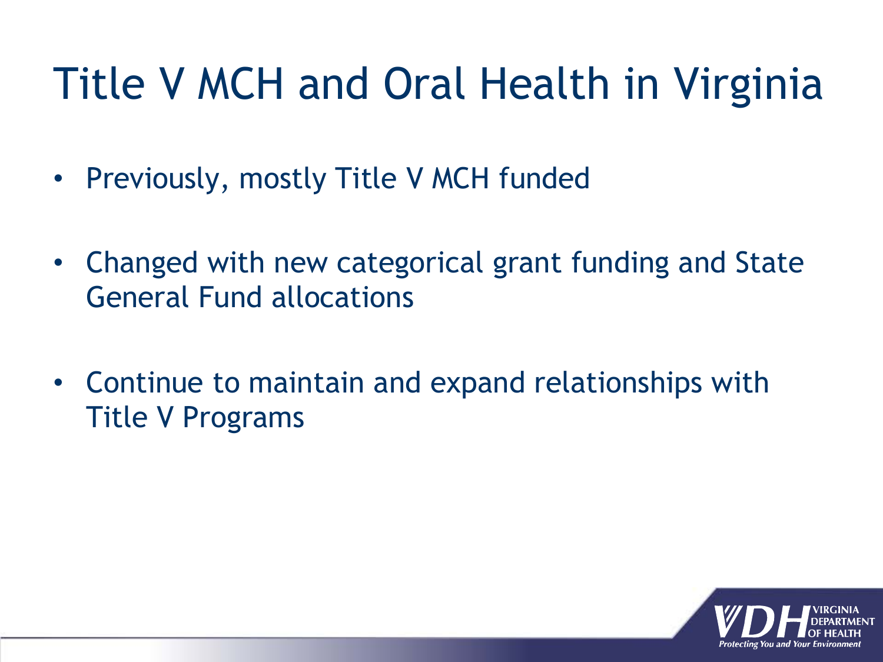# Title V MCH and Oral Health in Virginia

- Previously, mostly Title V MCH funded
- Changed with new categorical grant funding and State General Fund allocations
- Continue to maintain and expand relationships with Title V Programs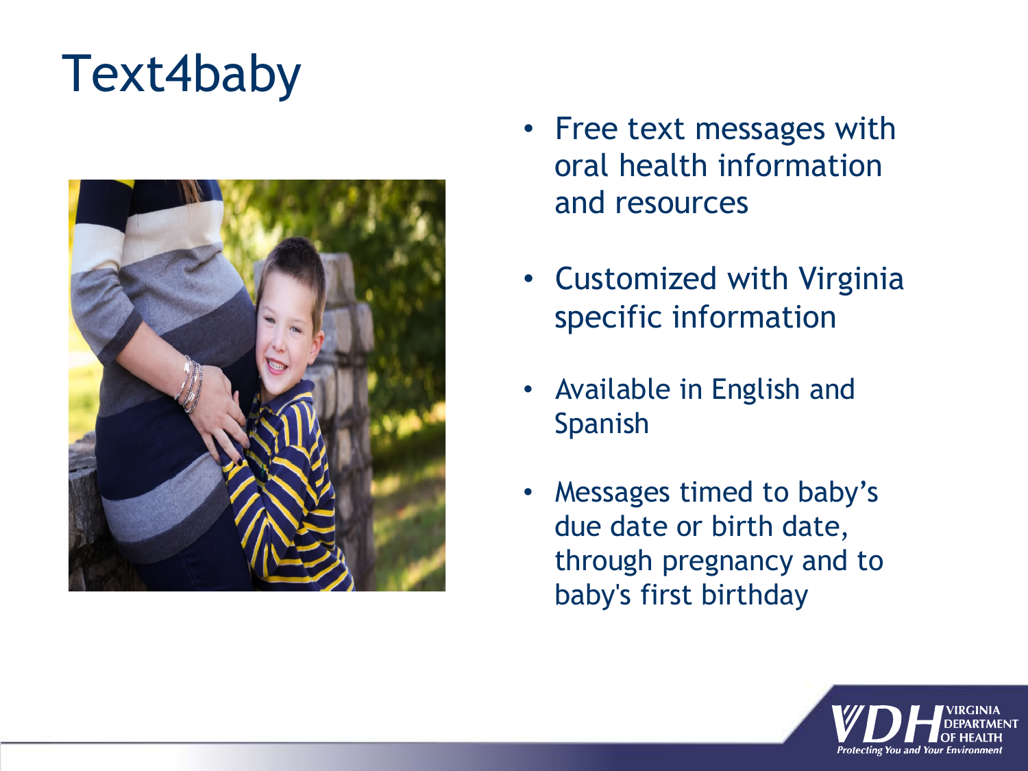# Text4baby

- Free text messages with oral health information and resources
- Customized with Virginia specific information
- Available in English and Spanish
- Messages timed to baby's due date or birth date, through pregnancy and to baby's first birthday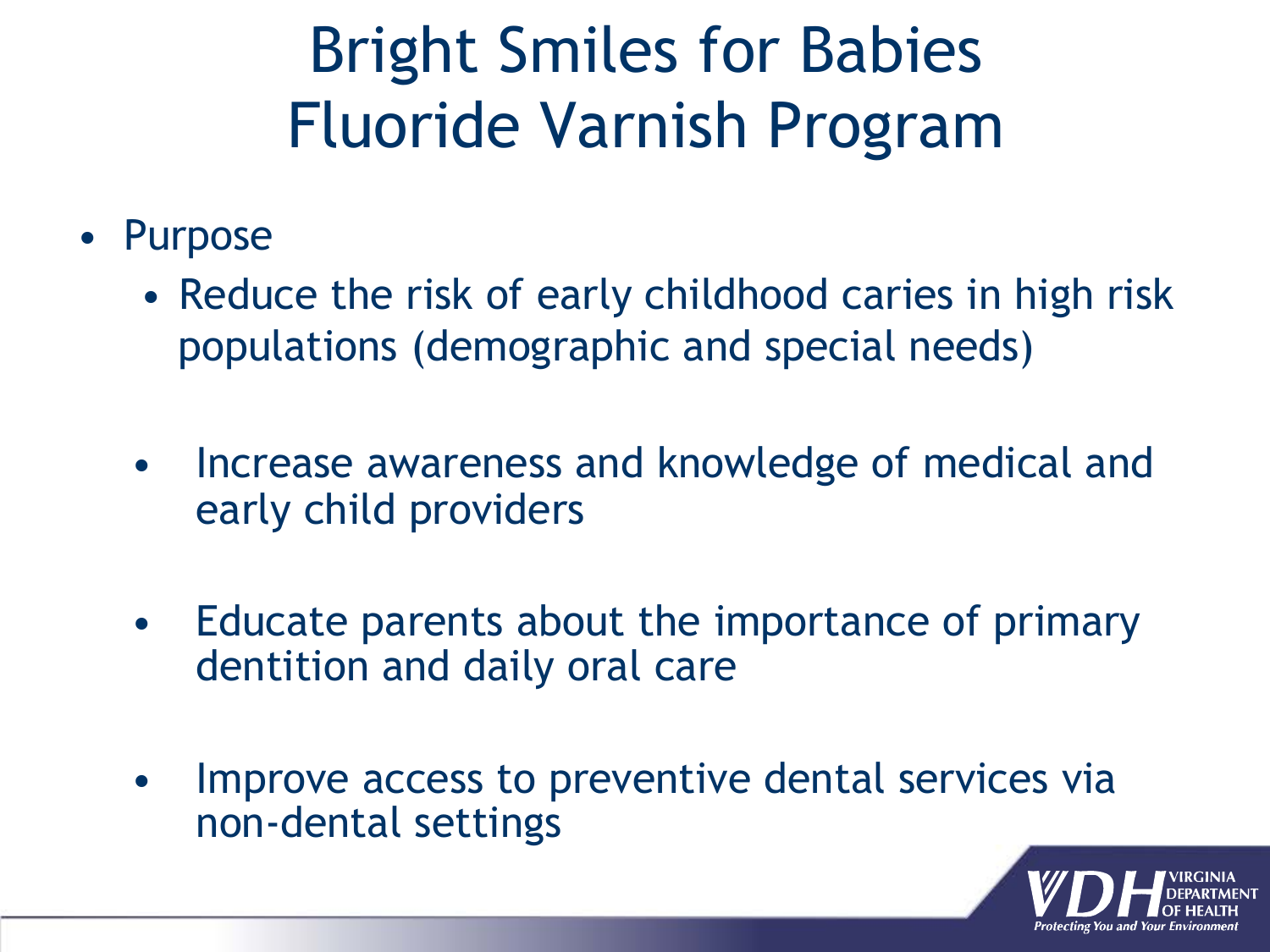# Bright Smiles for Babies Fluoride Varnish Program

- Purpose
  - Reduce the risk of early childhood caries in high risk populations (demographic and special needs)
  - Increase awareness and knowledge of medical and early child providers
  - Educate parents about the importance of primary dentition and daily oral care
  - Improve access to preventive dental services via non-dental settings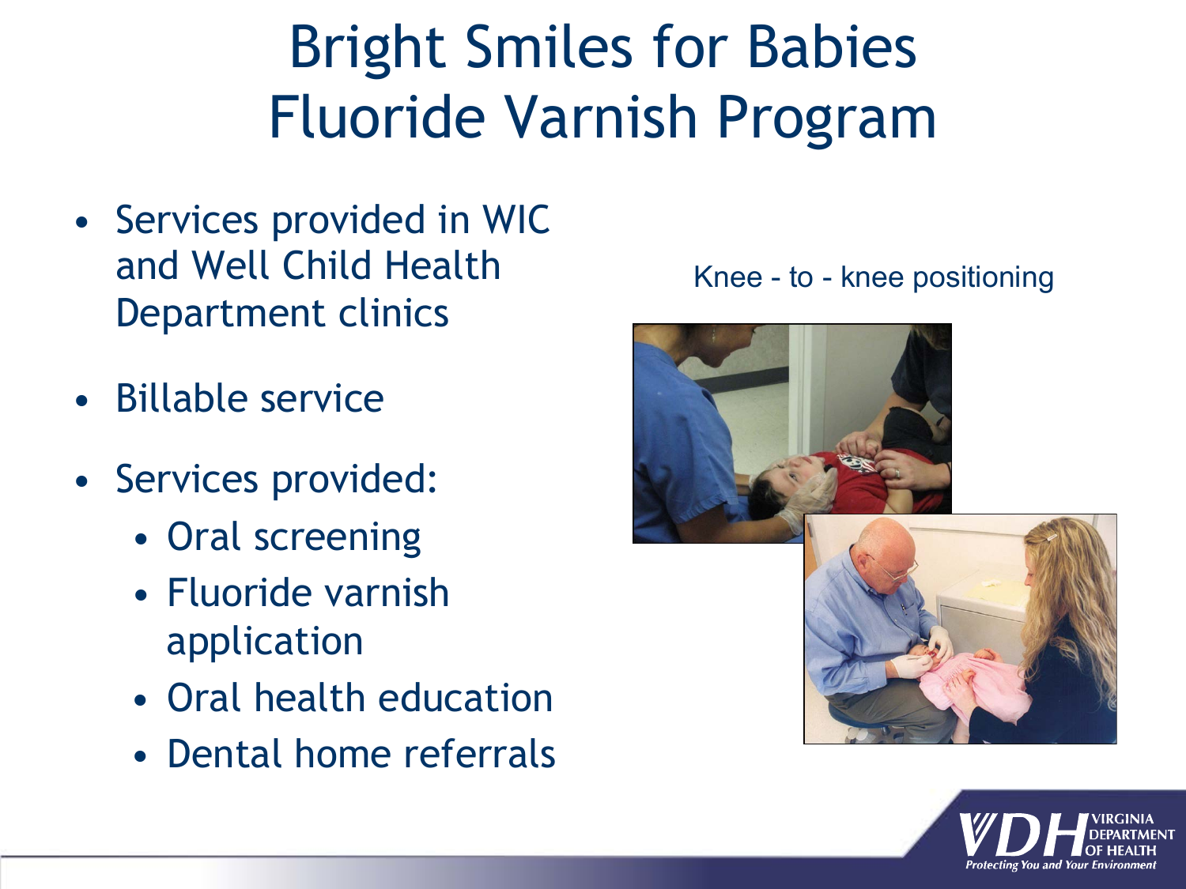# Bright Smiles for Babies Fluoride Varnish Program

- Services provided in WIC and Well Child Health Department clinics
- Billable service
- Services provided:
  - Oral screening
  - Fluoride varnish application
  - Oral health education
  - Dental home referrals

Knee - to - knee positioning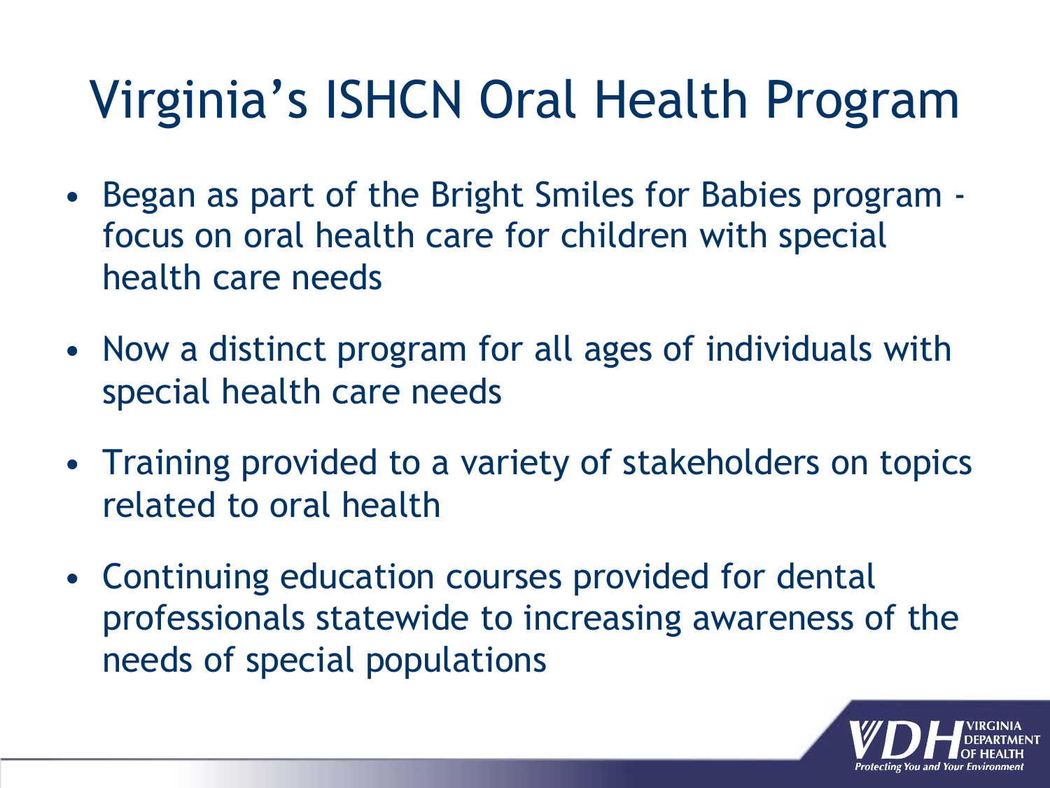# Virginia's ISHCN Oral Health Program

- Began as part of the Bright Smiles for Babies program - focus on oral health care for children with special health care needs
- Now a distinct program for all ages of individuals with special health care needs
- Training provided to a variety of stakeholders on topics related to oral health
- Continuing education courses provided for dental professionals statewide to increasing awareness of the needs of special populations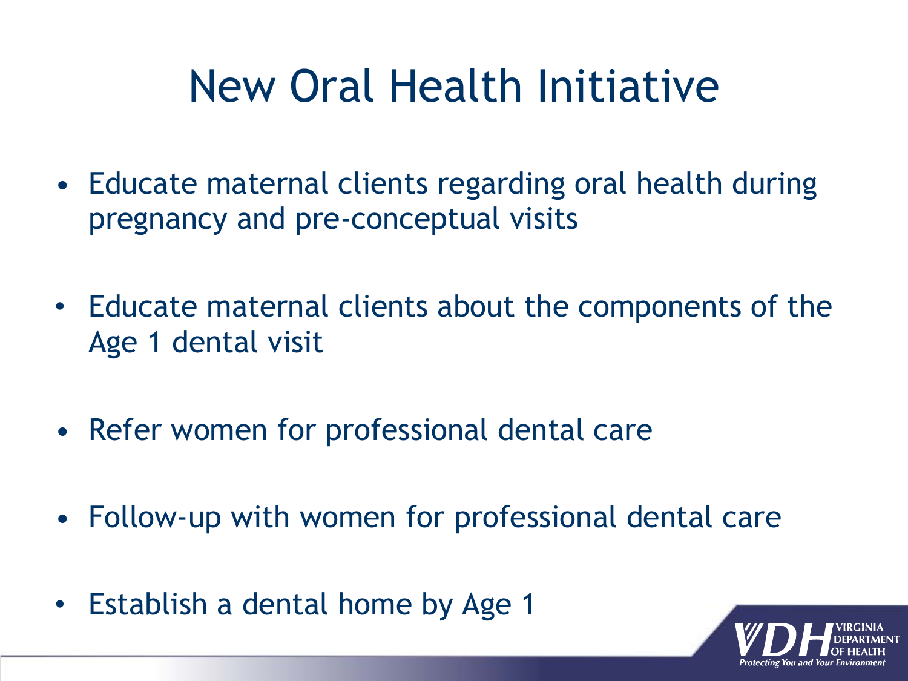# New Oral Health Initiative

- Educate maternal clients regarding oral health during pregnancy and pre-conceptual visits
- Educate maternal clients about the components of the Age 1 dental visit
- Refer women for professional dental care
- Follow-up with women for professional dental care
- Establish a dental home by Age 1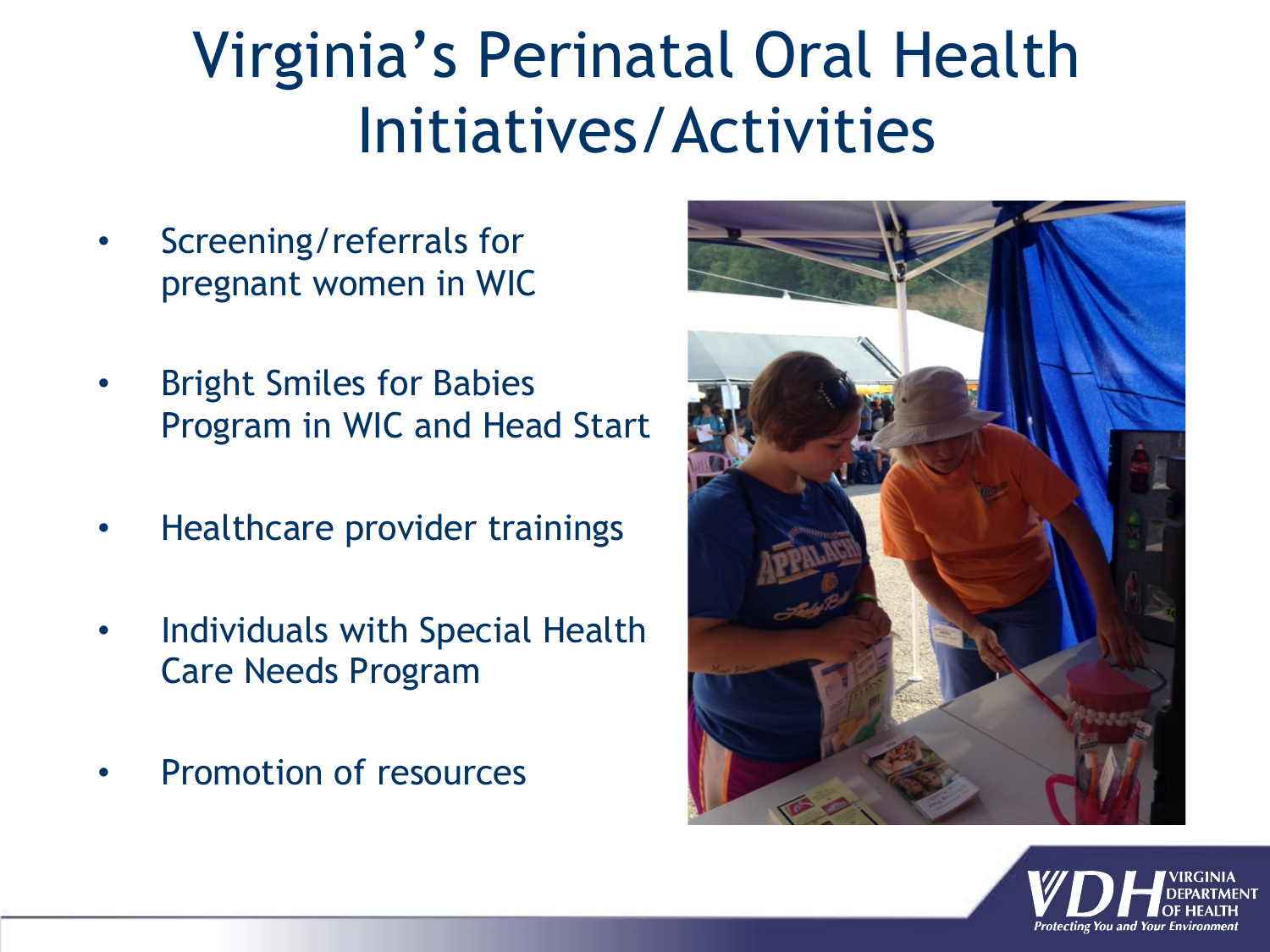# Virginia's Perinatal Oral Health Initiatives/Activities

- Screening/referrals for pregnant women in WIC
- Bright Smiles for Babies Program in WIC and Head Start
- Healthcare provider trainings
- Individuals with Special Health Care Needs Program
- Promotion of resources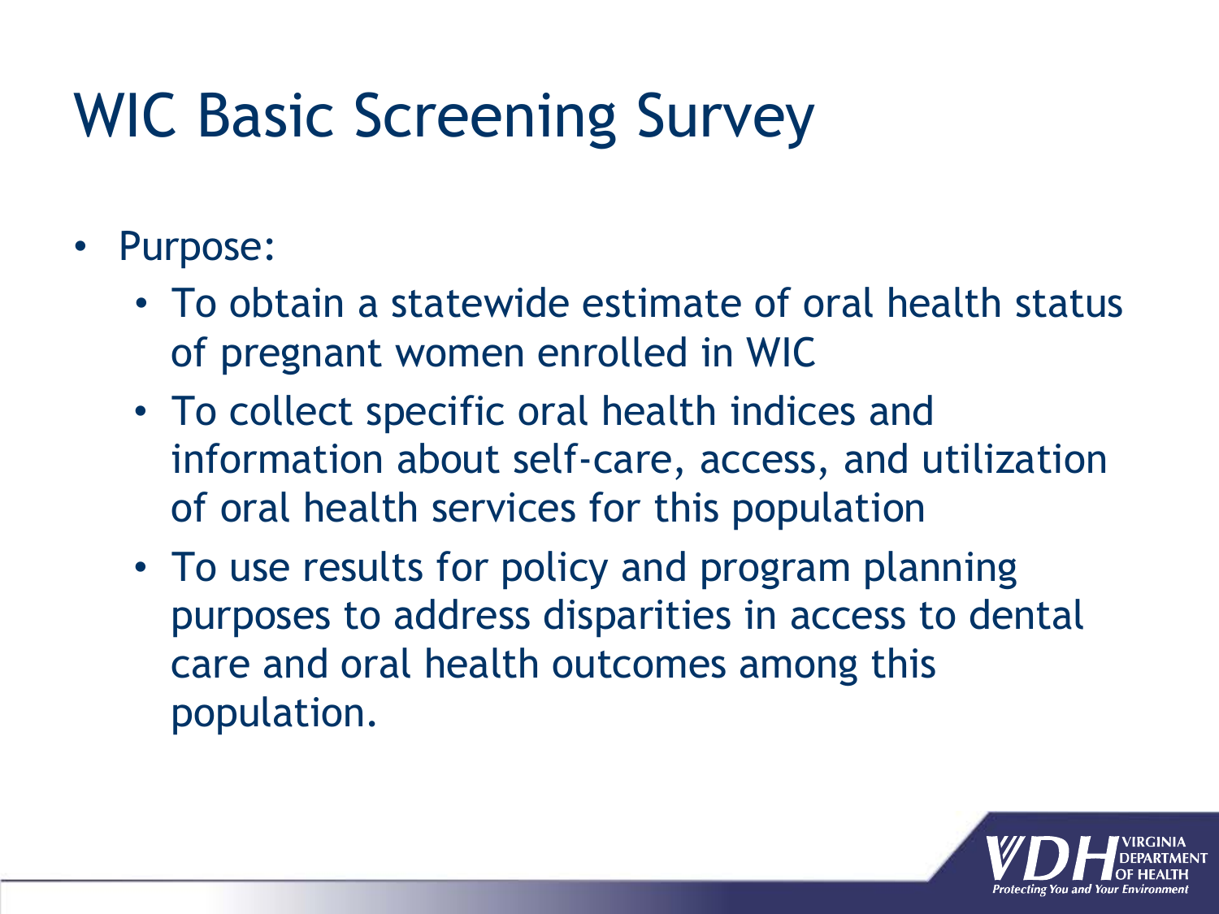# WIC Basic Screening Survey

- Purpose:
  - To obtain a statewide estimate of oral health status of pregnant women enrolled in WIC
  - To collect specific oral health indices and information about self-care, access, and utilization of oral health services for this population
  - To use results for policy and program planning purposes to address disparities in access to dental care and oral health outcomes among this population.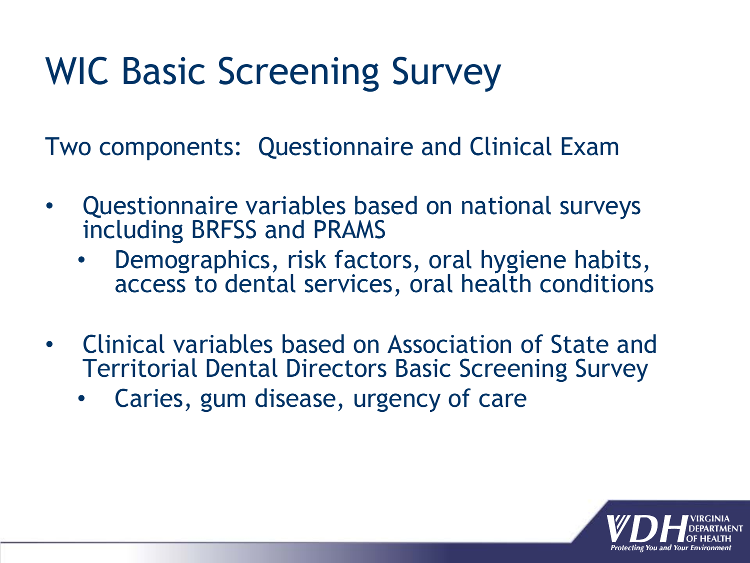# WIC Basic Screening Survey

Two components: Questionnaire and Clinical Exam

- Questionnaire variables based on national surveys including BRFSS and PRAMS
  - Demographics, risk factors, oral hygiene habits, access to dental services, oral health conditions

- Clinical variables based on Association of State and Territorial Dental Directors Basic Screening Survey
  - Caries, gum disease, urgency of care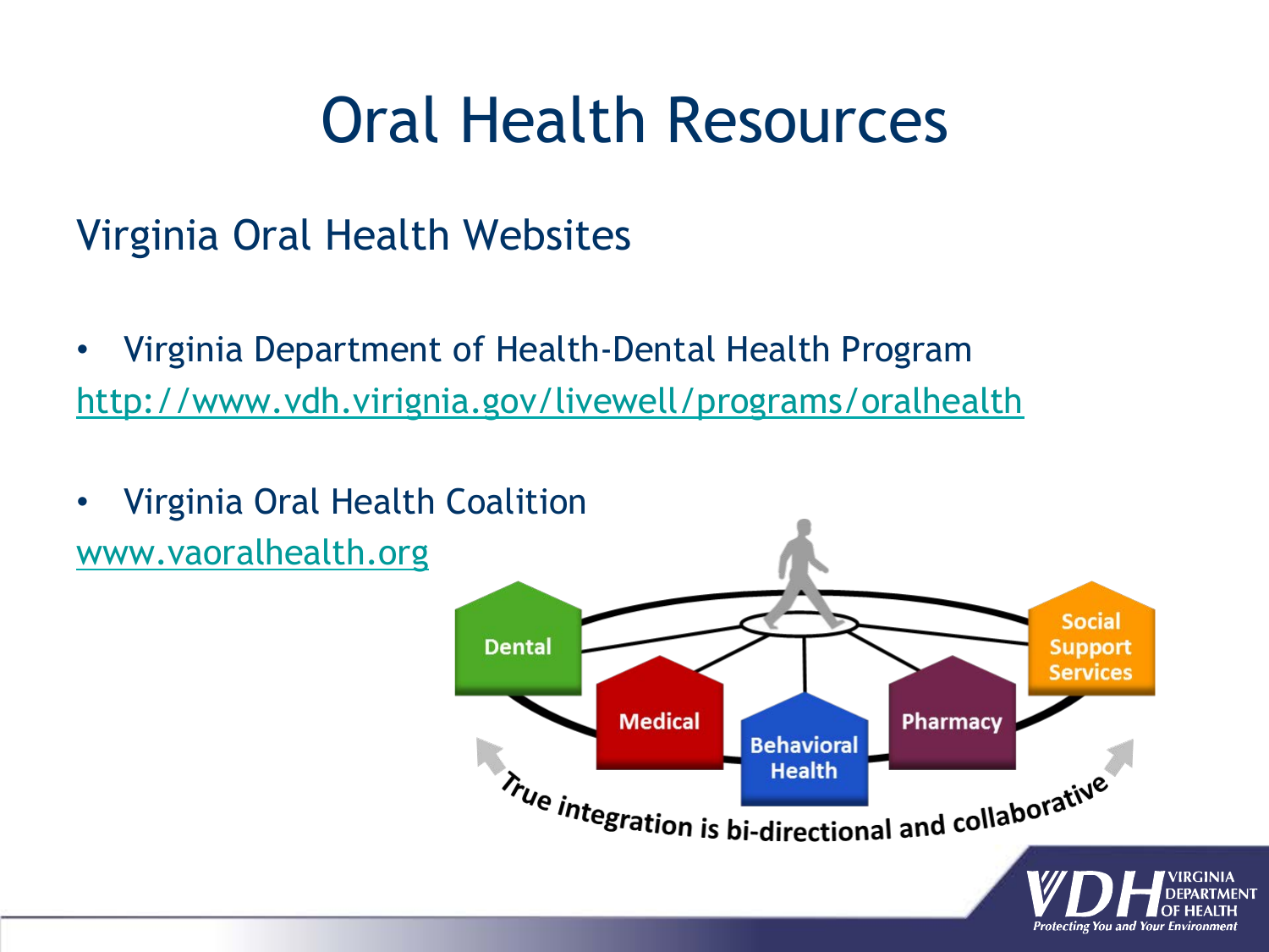# Oral Health Resources

## Virginia Oral Health Websites

- Virginia Department of Health-Dental Health Program

http://www.vdh.virignia.gov/livewell/programs/oralhealth

- Virginia Oral Health Coalition

www.vaoralhealth.org

Dental

Medical

Behavioral Health

Pharmacy

Social Support Services

True integration is bi-directional and collaborative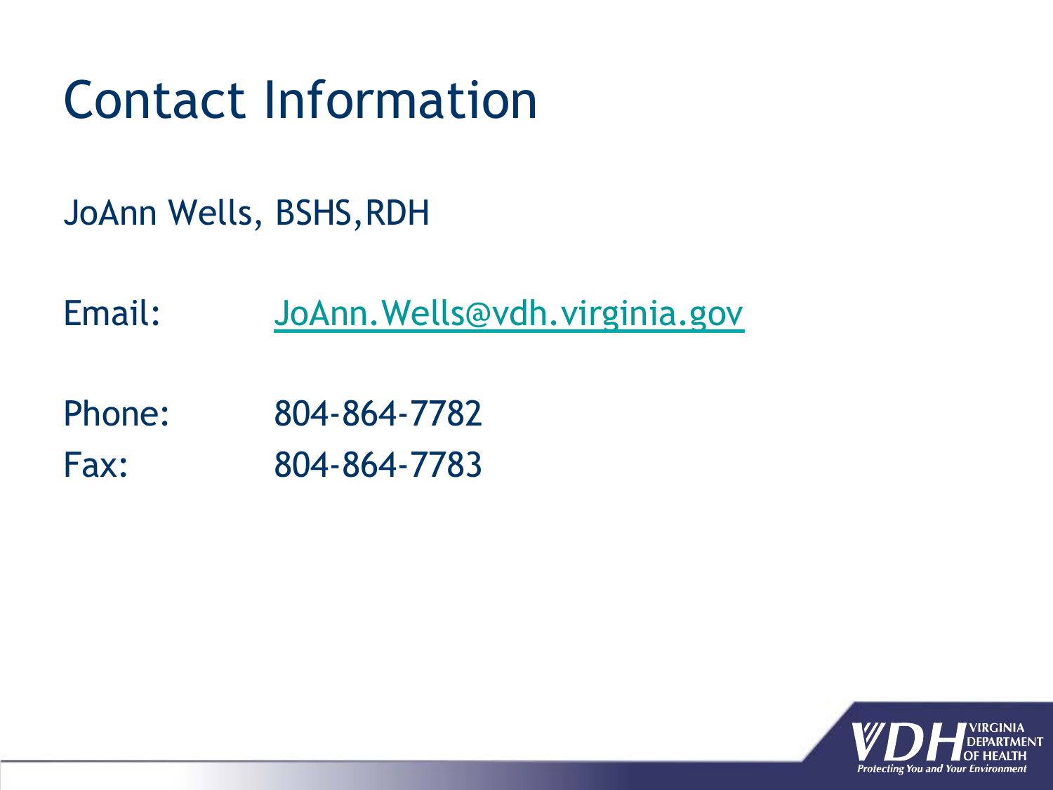# Contact Information

JoAnn Wells, BSHS,RDH

Email: JoAnn.Wells@vdh.virginia.gov

Phone: 804-864-7782

Fax: 804-864-7783

VIRGINIA DEPARTMENT OF HEALTH

*Protecting You and Your Environment*